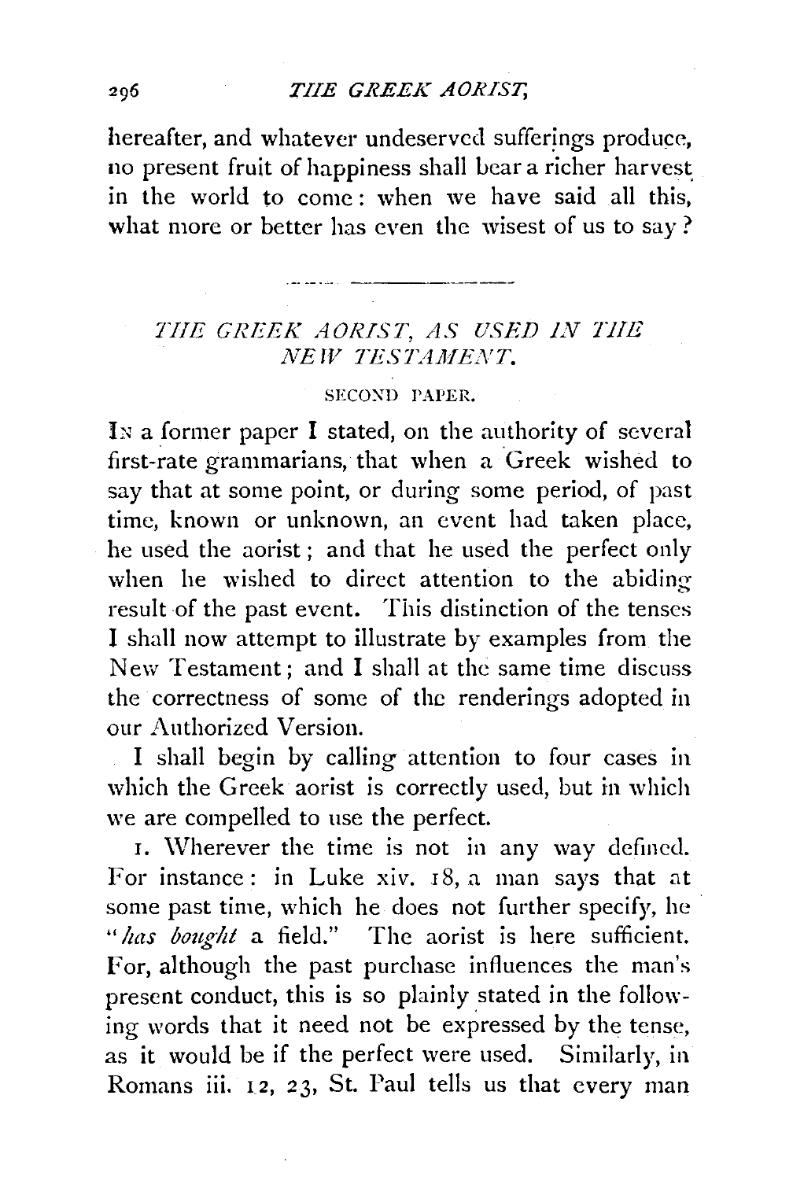hereafter, and whatever undeserved sufferings produce, no present fruit of happiness shall bear a richer harvest in the world to come: when we have said all this, what more or better has even the wisest of us to say?

---

## *THE GREEK AORIST, AS USED IN THE NEW TESTAMENT.*

### SECOND PAPER.

IN a former paper I stated, on the authority of several first-rate grammarians, that when a Greek wished to say that at some point, or during some period, of past time, known or unknown, an event had taken place, he used the aorist; and that he used the perfect only when he wished to direct attention to the abiding result of the past event. This distinction of the tenses I shall now attempt to illustrate by examples from the New Testament; and I shall at the same time discuss the correctness of some of the renderings adopted in our Authorized Version.

I shall begin by calling attention to four cases in which the Greek aorist is correctly used, but in which we are compelled to use the perfect.

1. Wherever the time is not in any way defined. For instance: in Luke xiv. 18, a man says that at some past time, which he does not further specify, he "*has bought* a field." The aorist is here sufficient. For, although the past purchase influences the man's present conduct, this is so plainly stated in the following words that it need not be expressed by the tense, as it would be if the perfect were used. Similarly, in Romans iii. 12, 23, St. Paul tells us that every man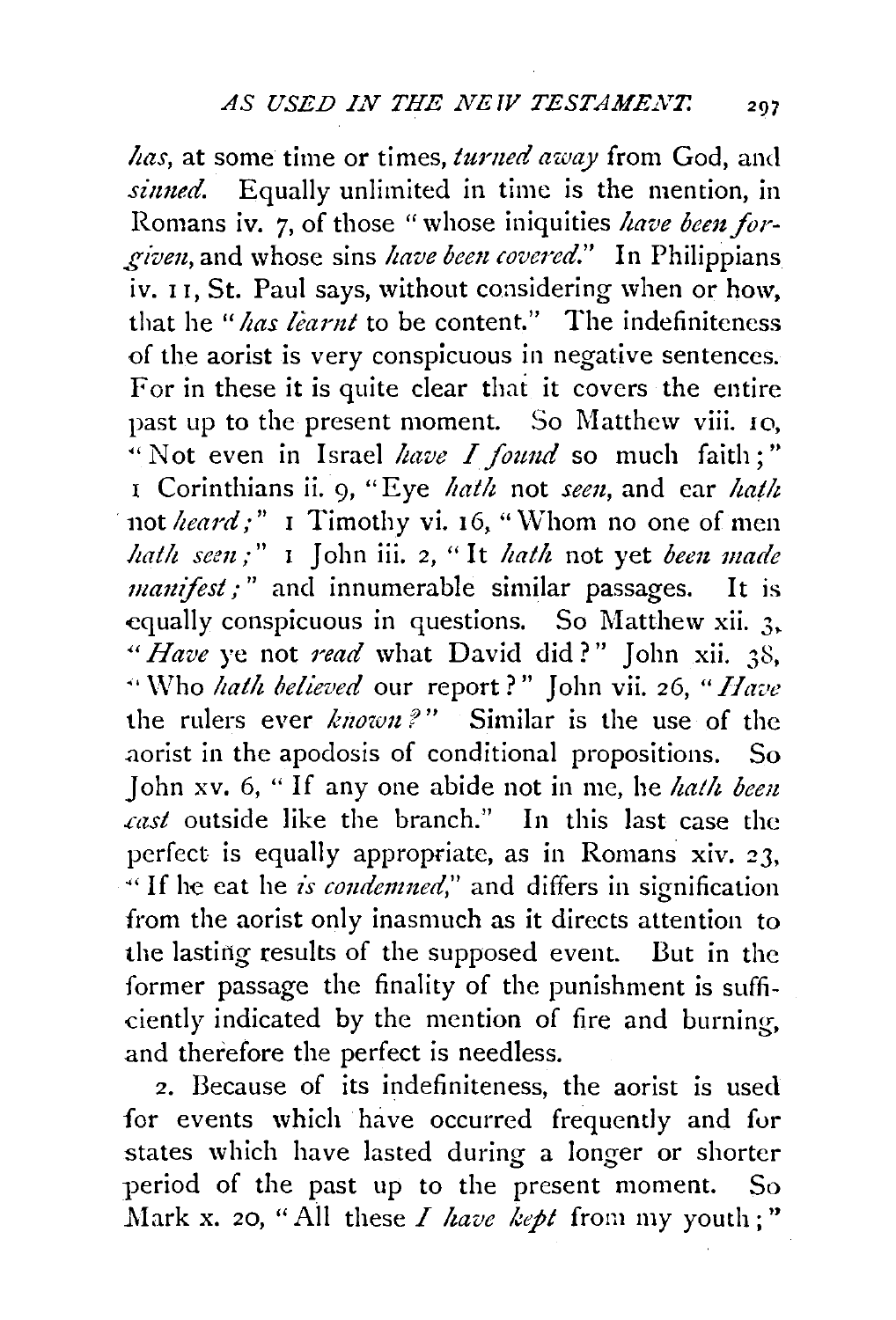*has*, at some time or times, *turned away* from God, and *sinned*. Equally unlimited in time is the mention, in Romans iv. 7, of those "whose iniquities *have been forgiven*, and whose sins *have been covered*." In Philippians iv. 11, St. Paul says, without considering when or how, that he "*has learnt* to be content." The indefiniteness of the aorist is very conspicuous in negative sentences. For in these it is quite clear that it covers the entire past up to the present moment. So Matthew viii. 10, "Not even in Israel *have I found* so much faith;" 1 Corinthians ii. 9, "Eye *hath* not *seen*, and ear *hath* not *heard;*" 1 Timothy vi. 16, "Whom no one of men *hath seen;*" 1 John iii. 2, "It *hath* not yet *been made manifest;*" and innumerable similar passages. It is equally conspicuous in questions. So Matthew xii. 3, "*Have* ye not *read* what David did?" John xii. 38, "Who *hath believed* our report?" John vii. 26, "*Have* the rulers ever *known?*" Similar is the use of the aorist in the apodosis of conditional propositions. So John xv. 6, "If any one abide not in me, he *hath been cast* outside like the branch." In this last case the perfect is equally appropriate, as in Romans xiv. 23, "If he eat he *is condemned*," and differs in signification from the aorist only inasmuch as it directs attention to the lasting results of the supposed event. But in the former passage the finality of the punishment is sufficiently indicated by the mention of fire and burning, and therefore the perfect is needless.

2. Because of its indefiniteness, the aorist is used for events which have occurred frequently and for states which have lasted during a longer or shorter period of the past up to the present moment. So Mark x. 20, "All these *I have kept* from my youth;"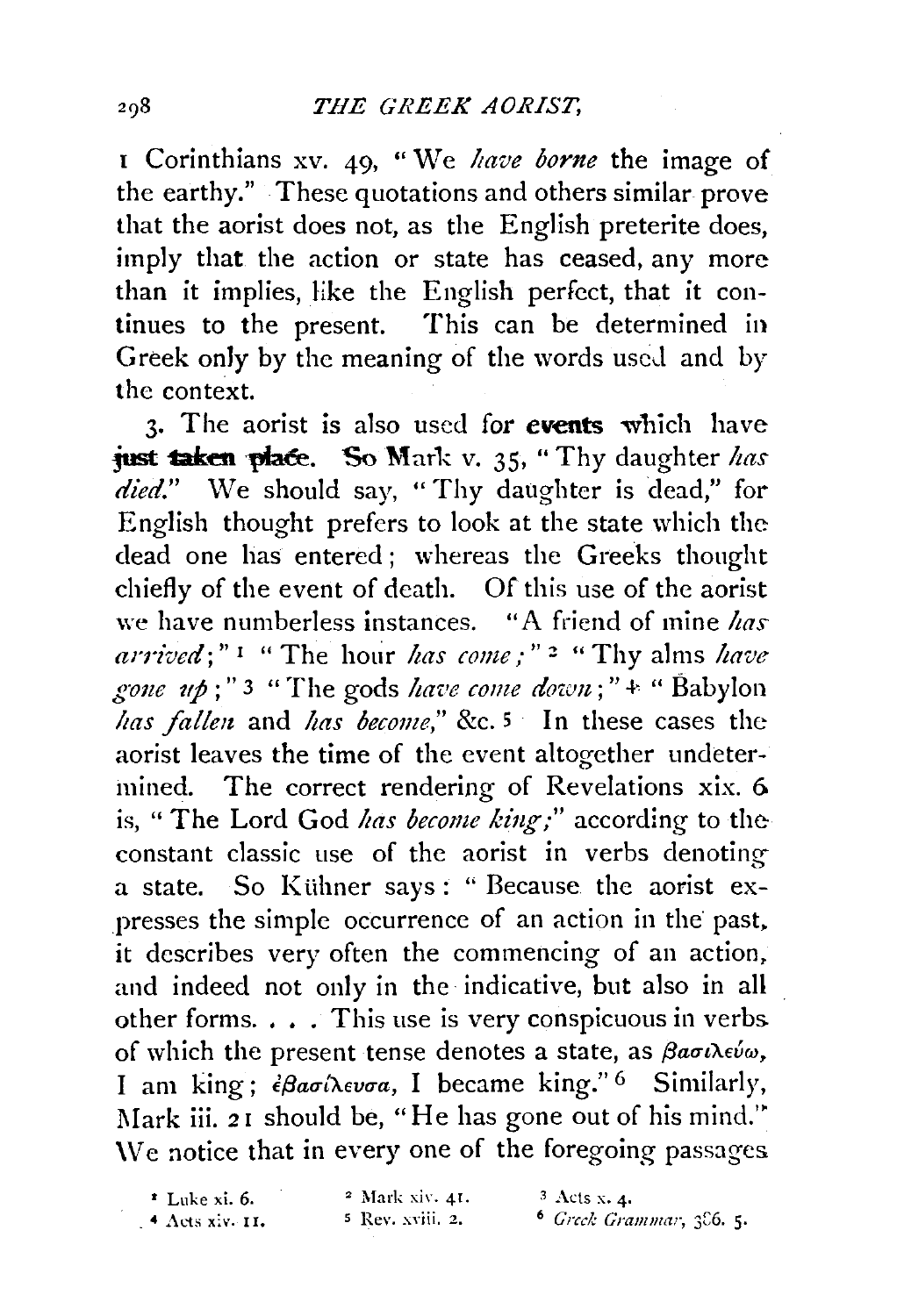1 Corinthians xv. 49, "We *have borne* the image of the earthy." These quotations and others similar prove that the aorist does not, as the English preterite does, imply that the action or state has ceased, any more than it implies, like the English perfect, that it continues to the present. This can be determined in Greek only by the meaning of the words used and by the context.

3. The aorist is also used for **events which have just taken place.** So Mark v. 35, "Thy daughter *has died.*" We should say, "Thy daughter is dead," for English thought prefers to look at the state which the dead one has entered; whereas the Greeks thought chiefly of the event of death. Of this use of the aorist we have numberless instances. "A friend of mine *has arrived*;"[1] "The hour *has come;*"[2] "Thy alms *have gone up*;"[3] "The gods *have come down*;"[4] "Babylon *has fallen* and *has become*," &c.[5] In these cases the aorist leaves the time of the event altogether undetermined. The correct rendering of Revelations xix. 6 is, "The Lord God *has become king;*" according to the constant classic use of the aorist in verbs denoting a state. So Kühner says: "Because the aorist expresses the simple occurrence of an action in the past, it describes very often the commencing of an action, and indeed not only in the indicative, but also in all other forms. . . . This use is very conspicuous in verbs of which the present tense denotes a state, as βασιλεύω, I am king; ἐβασίλευσα, I became king."[6] Similarly, Mark iii. 21 should be, "He has gone out of his mind." We notice that in every one of the foregoing passages

[1] Luke xi. 6.
[2] Mark xiv. 41.
[3] Acts x. 4.
[4] Acts xiv. 11.
[5] Rev. xviii. 2.
[6] *Greek Grammar*, 386. 5.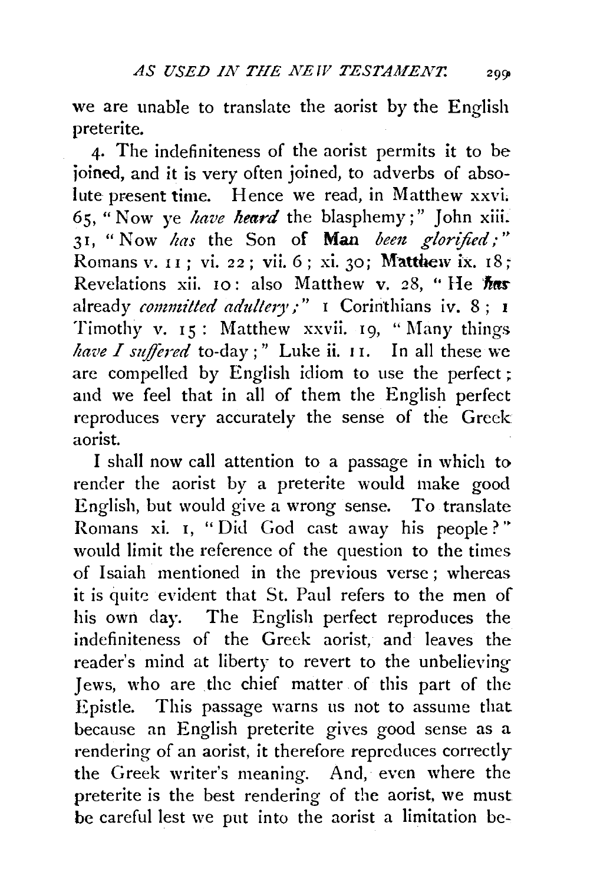we are unable to translate the aorist by the English preterite.

4. The indefiniteness of the aorist permits it to be joined, and it is very often joined, to adverbs of absolute present time. Hence we read, in Matthew xxvi. 65, "Now ye *have heard* the blasphemy;" John xiii. 31, "Now *has* the Son of Man *been glorified;*" Romans v. 11; vi. 22; vii. 6; xi. 30; Matthew ix. 18; Revelations xii. 10: also Matthew v. 28, "He *has* already *committed adultery;*" 1 Corinthians iv. 8; 1 Timothy v. 15: Matthew xxvii. 19, "Many things *have I suffered* to-day;" Luke ii. 11. In all these we are compelled by English idiom to use the perfect; and we feel that in all of them the English perfect reproduces very accurately the sense of the Greek aorist.

I shall now call attention to a passage in which to render the aorist by a preterite would make good English, but would give a wrong sense. To translate Romans xi. 1, "Did God cast away his people?" would limit the reference of the question to the times of Isaiah mentioned in the previous verse; whereas it is quite evident that St. Paul refers to the men of his own day. The English perfect reproduces the indefiniteness of the Greek aorist, and leaves the reader's mind at liberty to revert to the unbelieving Jews, who are the chief matter of this part of the Epistle. This passage warns us not to assume that because an English preterite gives good sense as a rendering of an aorist, it therefore reproduces correctly the Greek writer's meaning. And, even where the preterite is the best rendering of the aorist, we must be careful lest we put into the aorist a limitation be-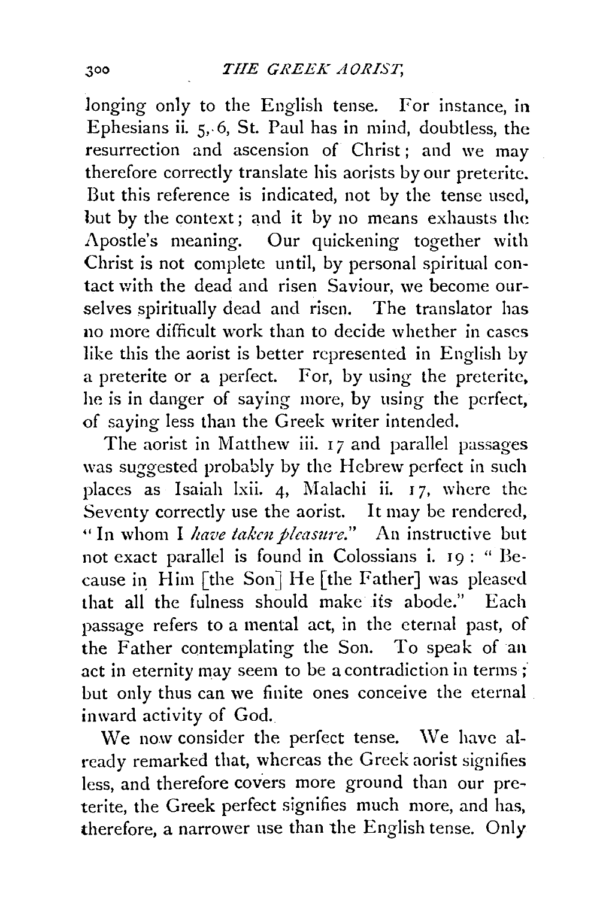longing only to the English tense. For instance, in Ephesians ii. 5, 6, St. Paul has in mind, doubtless, the resurrection and ascension of Christ; and we may therefore correctly translate his aorists by our preterite. But this reference is indicated, not by the tense used, but by the context; and it by no means exhausts the Apostle's meaning. Our quickening together with Christ is not complete until, by personal spiritual contact with the dead and risen Saviour, we become ourselves spiritually dead and risen. The translator has no more difficult work than to decide whether in cases like this the aorist is better represented in English by a preterite or a perfect. For, by using the preterite, he is in danger of saying more, by using the perfect, of saying less than the Greek writer intended.

The aorist in Matthew iii. 17 and parallel passages was suggested probably by the Hebrew perfect in such places as Isaiah lxii. 4, Malachi ii. 17, where the Seventy correctly use the aorist. It may be rendered, "In whom I *have taken pleasure*." An instructive but not exact parallel is found in Colossians i. 19: "Because in Him [the Son] He [the Father] was pleased that all the fulness should make its abode." Each passage refers to a mental act, in the eternal past, of the Father contemplating the Son. To speak of an act in eternity may seem to be a contradiction in terms; but only thus can we finite ones conceive the eternal inward activity of God.

We now consider the perfect tense. We have already remarked that, whereas the Greek aorist signifies less, and therefore covers more ground than our preterite, the Greek perfect signifies much more, and has, therefore, a narrower use than the English tense. Only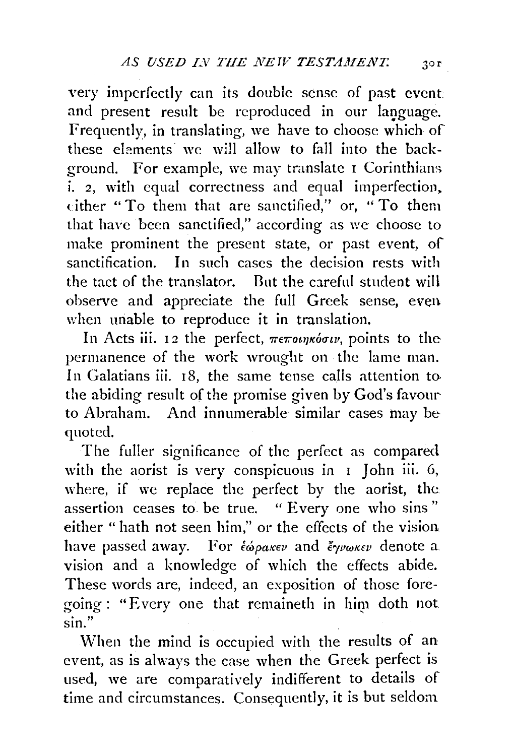very imperfectly can its double sense of past event and present result be reproduced in our language. Frequently, in translating, we have to choose which of these elements we will allow to fall into the background. For example, we may translate 1 Corinthians i. 2, with equal correctness and equal imperfection, either "To them that are sanctified," or, "To them that have been sanctified," according as we choose to make prominent the present state, or past event, of sanctification. In such cases the decision rests with the tact of the translator. But the careful student will observe and appreciate the full Greek sense, even when unable to reproduce it in translation.

In Acts iii. 12 the perfect, *πεποιηκόσιν*, points to the permanence of the work wrought on the lame man. In Galatians iii. 18, the same tense calls attention to the abiding result of the promise given by God's favour to Abraham. And innumerable similar cases may be quoted.

The fuller significance of the perfect as compared with the aorist is very conspicuous in 1 John iii. 6, where, if we replace the perfect by the aorist, the assertion ceases to be true. "Every one who sins" either "hath not seen him," or the effects of the vision have passed away. For *ἑώρακεν* and *ἔγνωκεν* denote a vision and a knowledge of which the effects abide. These words are, indeed, an exposition of those foregoing: "Every one that remaineth in him doth not sin."

When the mind is occupied with the results of an event, as is always the case when the Greek perfect is used, we are comparatively indifferent to details of time and circumstances. Consequently, it is but seldom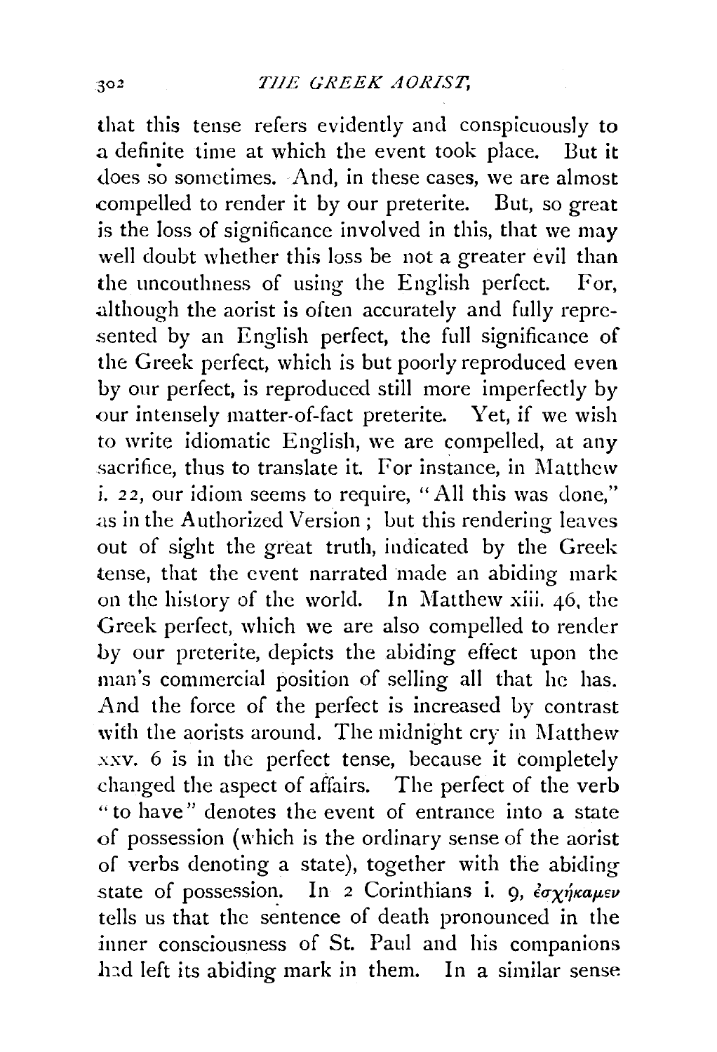that this tense refers evidently and conspicuously to a definite time at which the event took place. But it does so sometimes. And, in these cases, we are almost compelled to render it by our preterite. But, so great is the loss of significance involved in this, that we may well doubt whether this loss be not a greater evil than the uncouthness of using the English perfect. For, although the aorist is often accurately and fully represented by an English perfect, the full significance of the Greek perfect, which is but poorly reproduced even by our perfect, is reproduced still more imperfectly by our intensely matter-of-fact preterite. Yet, if we wish to write idiomatic English, we are compelled, at any sacrifice, thus to translate it. For instance, in Matthew i. 22, our idiom seems to require, "All this was done," as in the Authorized Version; but this rendering leaves out of sight the great truth, indicated by the Greek tense, that the event narrated made an abiding mark on the history of the world. In Matthew xiii. 46, the Greek perfect, which we are also compelled to render by our preterite, depicts the abiding effect upon the man's commercial position of selling all that he has. And the force of the perfect is increased by contrast with the aorists around. The midnight cry in Matthew xxv. 6 is in the perfect tense, because it completely changed the aspect of affairs. The perfect of the verb "to have" denotes the event of entrance into a state of possession (which is the ordinary sense of the aorist of verbs denoting a state), together with the abiding state of possession. In 2 Corinthians i. 9, *ἐσχήκαμεν* tells us that the sentence of death pronounced in the inner consciousness of St. Paul and his companions had left its abiding mark in them. In a similar sense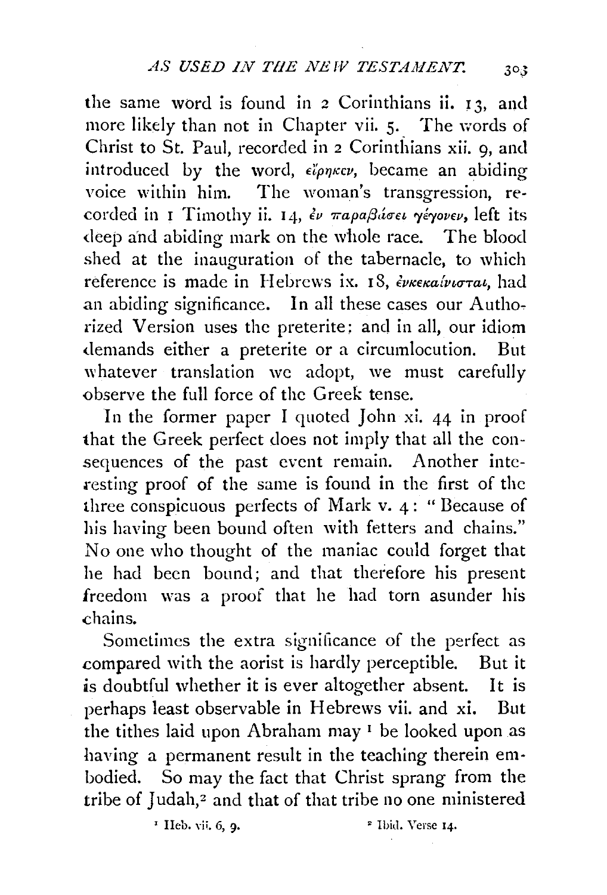the same word is found in 2 Corinthians ii. 13, and more likely than not in Chapter vii. 5. The words of Christ to St. Paul, recorded in 2 Corinthians xii. 9, and introduced by the word, εἴρηκεν, became an abiding voice within him. The woman's transgression, recorded in 1 Timothy ii. 14, ἐν παραβάσει γέγονεν, left its deep and abiding mark on the whole race. The blood shed at the inauguration of the tabernacle, to which reference is made in Hebrews ix. 18, ἐνκεκαίνισται, had an abiding significance. In all these cases our Authorized Version uses the preterite: and in all, our idiom demands either a preterite or a circumlocution. But whatever translation we adopt, we must carefully observe the full force of the Greek tense.

In the former paper I quoted John xi. 44 in proof that the Greek perfect does not imply that all the consequences of the past event remain. Another interesting proof of the same is found in the first of the three conspicuous perfects of Mark v. 4: "Because of his having been bound often with fetters and chains." No one who thought of the maniac could forget that he had been bound; and that therefore his present freedom was a proof that he had torn asunder his chains.

Sometimes the extra significance of the perfect as compared with the aorist is hardly perceptible. But it is doubtful whether it is ever altogether absent. It is perhaps least observable in Hebrews vii. and xi. But the tithes laid upon Abraham may [1] be looked upon as having a permanent result in the teaching therein embodied. So may the fact that Christ sprang from the tribe of Judah,[2] and that of that tribe no one ministered

[1] Heb. vii. 6, 9. [2] Ibid. Verse 14.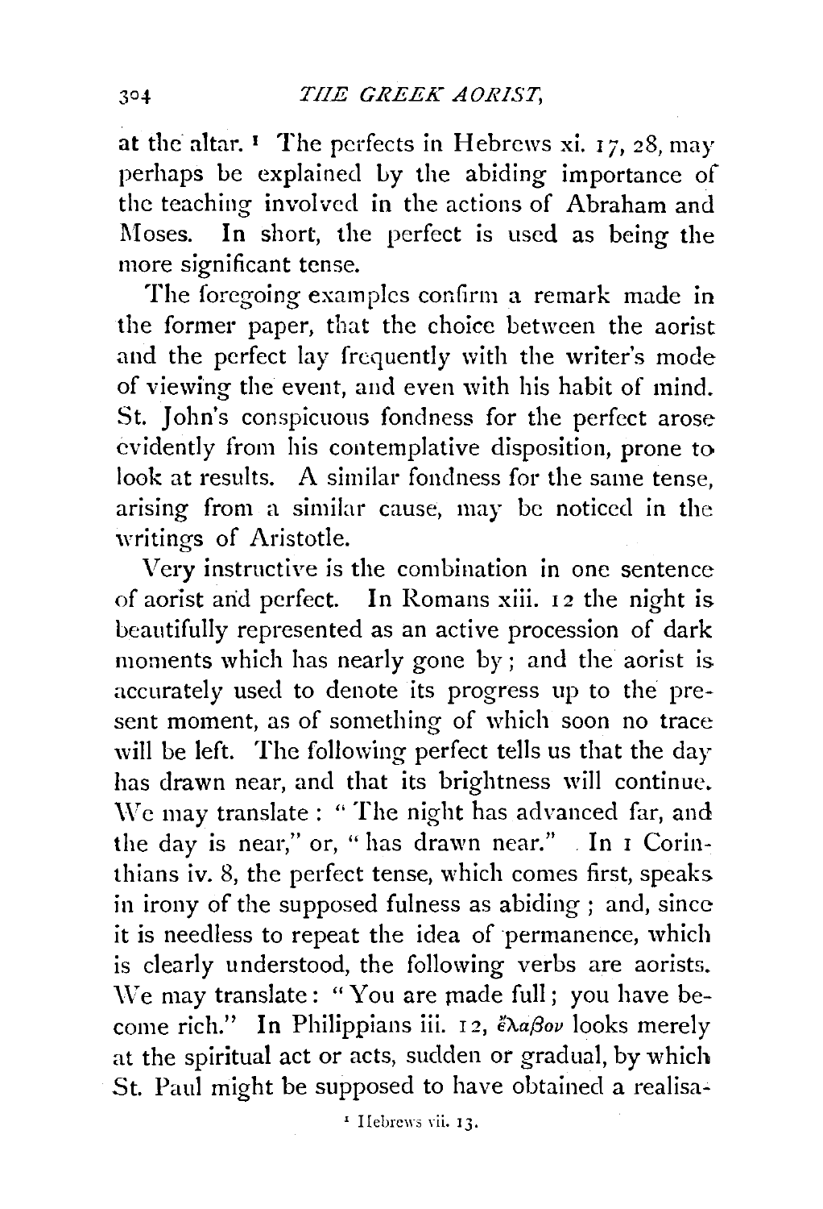at the altar.[1] The perfects in Hebrews xi. 17, 28, may perhaps be explained by the abiding importance of the teaching involved in the actions of Abraham and Moses. In short, the perfect is used as being the more significant tense.

The foregoing examples confirm a remark made in the former paper, that the choice between the aorist and the perfect lay frequently with the writer's mode of viewing the event, and even with his habit of mind. St. John's conspicuous fondness for the perfect arose evidently from his contemplative disposition, prone to look at results. A similar fondness for the same tense, arising from a similar cause, may be noticed in the writings of Aristotle.

Very instructive is the combination in one sentence of aorist and perfect. In Romans xiii. 12 the night is beautifully represented as an active procession of dark moments which has nearly gone by; and the aorist is accurately used to denote its progress up to the present moment, as of something of which soon no trace will be left. The following perfect tells us that the day has drawn near, and that its brightness will continue. We may translate: "The night has advanced far, and the day is near," or, "has drawn near." In 1 Corinthians iv. 8, the perfect tense, which comes first, speaks in irony of the supposed fulness as abiding; and, since it is needless to repeat the idea of permanence, which is clearly understood, the following verbs are aorists. We may translate: "You are made full; you have become rich." In Philippians iii. 12, *ἔλαβον* looks merely at the spiritual act or acts, sudden or gradual, by which St. Paul might be supposed to have obtained a realisa-

[1] Hebrews vii. 13.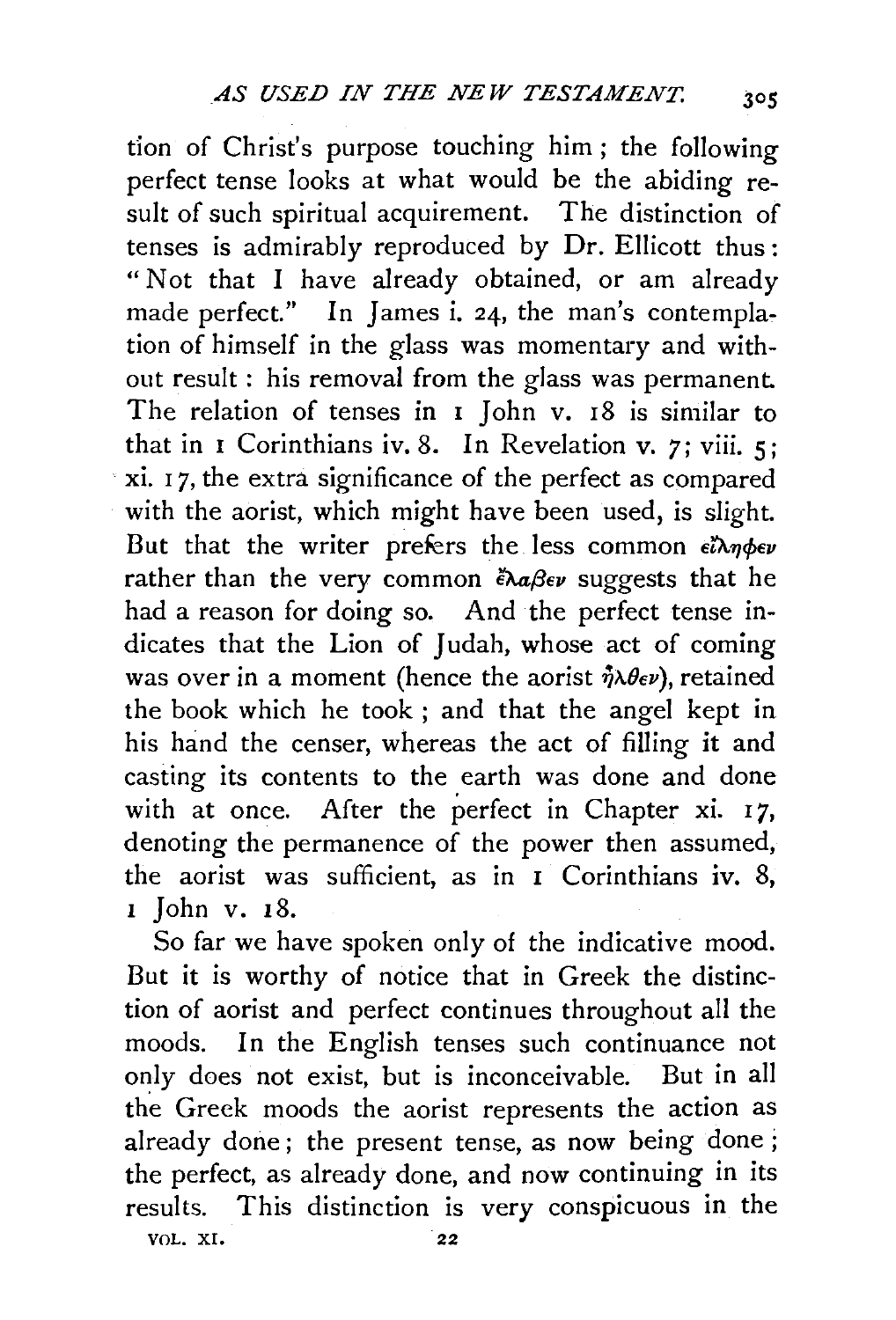tion of Christ's purpose touching him; the following perfect tense looks at what would be the abiding result of such spiritual acquirement. The distinction of tenses is admirably reproduced by Dr. Ellicott thus: "Not that I have already obtained, or am already made perfect." In James i. 24, the man's contemplation of himself in the glass was momentary and without result: his removal from the glass was permanent. The relation of tenses in 1 John v. 18 is similar to that in 1 Corinthians iv. 8. In Revelation v. 7; viii. 5; xi. 17, the extra significance of the perfect as compared with the aorist, which might have been used, is slight. But that the writer prefers the less common εἴληφεν rather than the very common ἔλαβεν suggests that he had a reason for doing so. And the perfect tense indicates that the Lion of Judah, whose act of coming was over in a moment (hence the aorist ἦλθεν), retained the book which he took; and that the angel kept in his hand the censer, whereas the act of filling it and casting its contents to the earth was done and done with at once. After the perfect in Chapter xi. 17, denoting the permanence of the power then assumed, the aorist was sufficient, as in 1 Corinthians iv. 8, 1 John v. 18.

So far we have spoken only of the indicative mood. But it is worthy of notice that in Greek the distinction of aorist and perfect continues throughout all the moods. In the English tenses such continuance not only does not exist, but is inconceivable. But in all the Greek moods the aorist represents the action as already done; the present tense, as now being done; the perfect, as already done, and now continuing in its results. This distinction is very conspicuous in the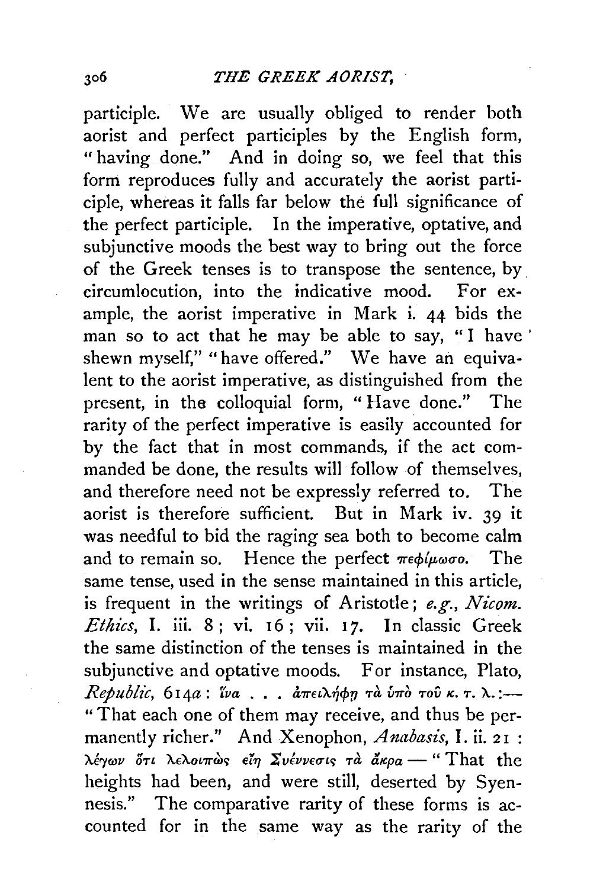participle. We are usually obliged to render both aorist and perfect participles by the English form, "having done." And in doing so, we feel that this form reproduces fully and accurately the aorist participle, whereas it falls far below the full significance of the perfect participle. In the imperative, optative, and subjunctive moods the best way to bring out the force of the Greek tenses is to transpose the sentence, by circumlocution, into the indicative mood. For example, the aorist imperative in Mark i. 44 bids the man so to act that he may be able to say, "I have shewn myself," "have offered." We have an equivalent to the aorist imperative, as distinguished from the present, in the colloquial form, "Have done." The rarity of the perfect imperative is easily accounted for by the fact that in most commands, if the act commanded be done, the results will follow of themselves, and therefore need not be expressly referred to. The aorist is therefore sufficient. But in Mark iv. 39 it was needful to bid the raging sea both to become calm and to remain so. Hence the perfect πεφίμωσο. The same tense, used in the sense maintained in this article, is frequent in the writings of Aristotle; *e.g.*, *Nicom. Ethics*, I. iii. 8; vi. 16; vii. 17. In classic Greek the same distinction of the tenses is maintained in the subjunctive and optative moods. For instance, Plato, *Republic*, 614*a*: ἵνα . . . ἀπειλήφῃ τὰ ὑπὸ τοῦ κ. τ. λ.:—"That each one of them may receive, and thus be permanently richer." And Xenophon, *Anabasis*, I. ii. 21: λέγων ὅτι λελοιπὼς εἴη Συέννεσις τὰ ἄκρα — "That the heights had been, and were still, deserted by Syennesis." The comparative rarity of these forms is accounted for in the same way as the rarity of the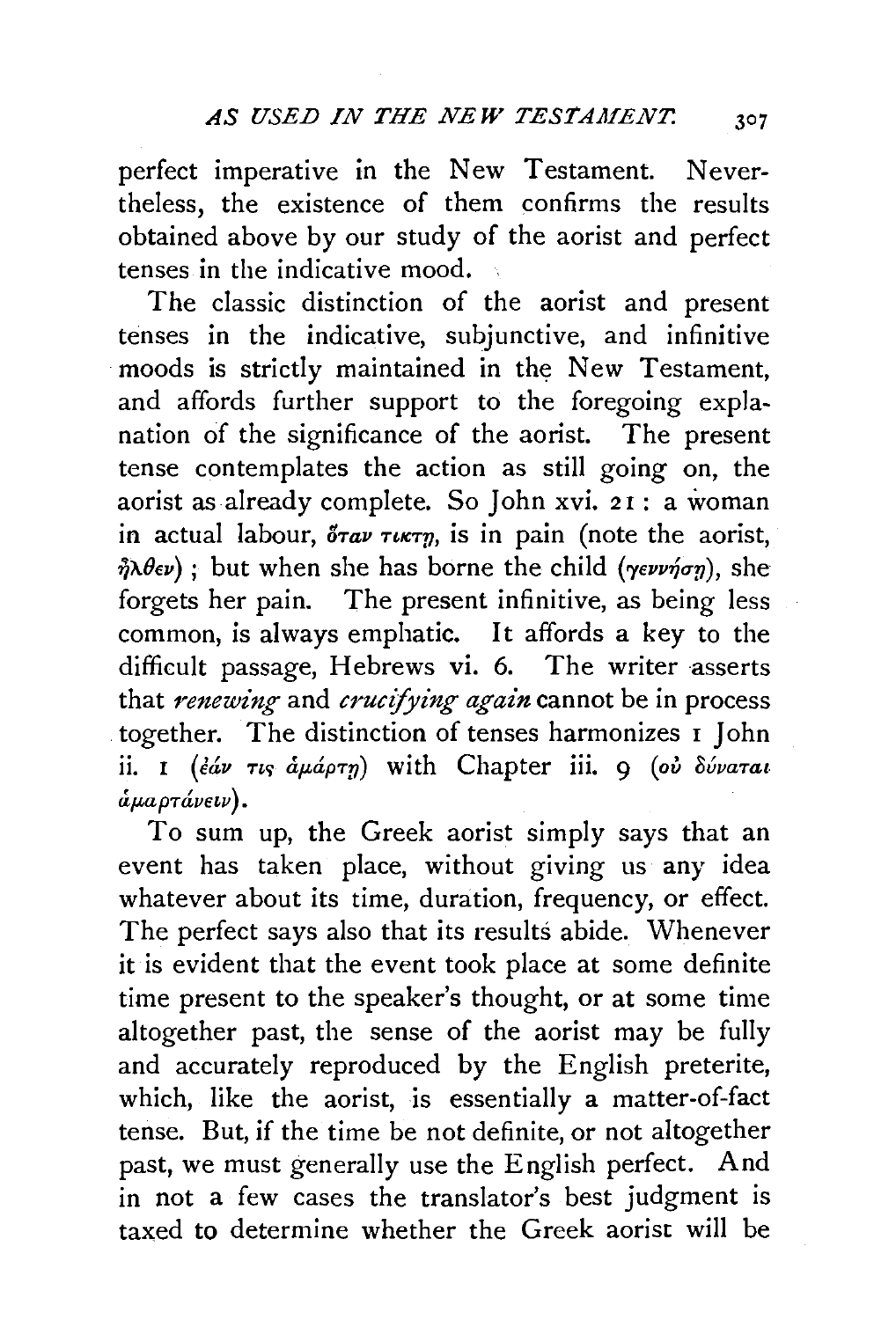perfect imperative in the New Testament. Nevertheless, the existence of them confirms the results obtained above by our study of the aorist and perfect tenses in the indicative mood.

The classic distinction of the aorist and present tenses in the indicative, subjunctive, and infinitive moods is strictly maintained in the New Testament, and affords further support to the foregoing explanation of the significance of the aorist. The present tense contemplates the action as still going on, the aorist as already complete. So John xvi. 21: a woman in actual labour, *ὅταν τίκτῃ*, is in pain (note the aorist, *ἦλθεν*); but when she has borne the child (*γεννήσῃ*), she forgets her pain. The present infinitive, as being less common, is always emphatic. It affords a key to the difficult passage, Hebrews vi. 6. The writer asserts that *renewing* and *crucifying again* cannot be in process together. The distinction of tenses harmonizes 1 John ii. 1 (*ἐάν τις ἁμάρτῃ*) with Chapter iii. 9 (*οὐ δύναται ἁμαρτάνειν*).

To sum up, the Greek aorist simply says that an event has taken place, without giving us any idea whatever about its time, duration, frequency, or effect. The perfect says also that its results abide. Whenever it is evident that the event took place at some definite time present to the speaker's thought, or at some time altogether past, the sense of the aorist may be fully and accurately reproduced by the English preterite, which, like the aorist, is essentially a matter-of-fact tense. But, if the time be not definite, or not altogether past, we must generally use the English perfect. And in not a few cases the translator's best judgment is taxed to determine whether the Greek aorist will be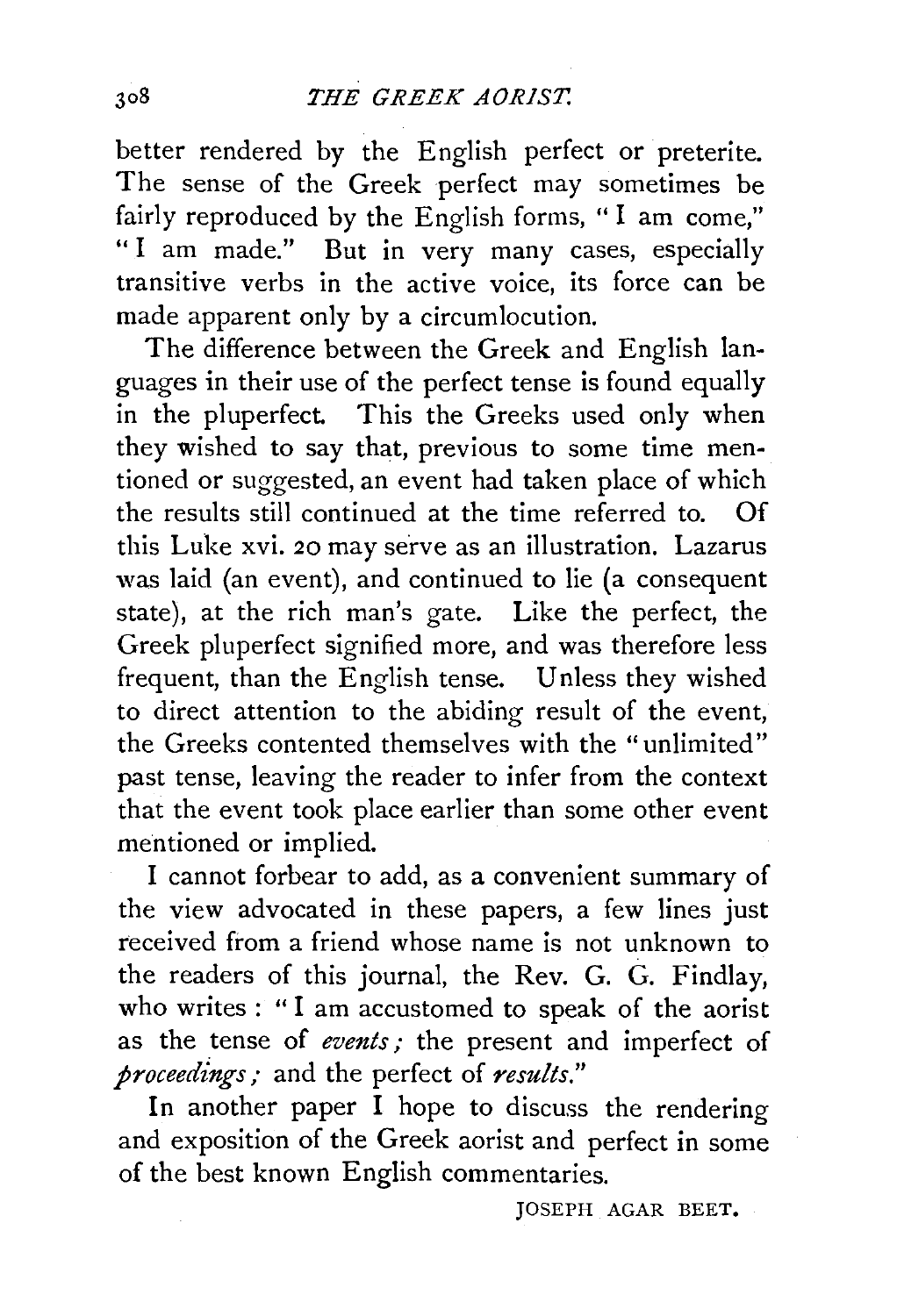better rendered by the English perfect or preterite. The sense of the Greek perfect may sometimes be fairly reproduced by the English forms, "I am come," "I am made." But in very many cases, especially transitive verbs in the active voice, its force can be made apparent only by a circumlocution.

The difference between the Greek and English languages in their use of the perfect tense is found equally in the pluperfect. This the Greeks used only when they wished to say that, previous to some time mentioned or suggested, an event had taken place of which the results still continued at the time referred to. Of this Luke xvi. 20 may serve as an illustration. Lazarus was laid (an event), and continued to lie (a consequent state), at the rich man's gate. Like the perfect, the Greek pluperfect signified more, and was therefore less frequent, than the English tense. Unless they wished to direct attention to the abiding result of the event, the Greeks contented themselves with the "unlimited" past tense, leaving the reader to infer from the context that the event took place earlier than some other event mentioned or implied.

I cannot forbear to add, as a convenient summary of the view advocated in these papers, a few lines just received from a friend whose name is not unknown to the readers of this journal, the Rev. G. G. Findlay, who writes: "I am accustomed to speak of the aorist as the tense of *events;* the present and imperfect of *proceedings;* and the perfect of *results.*"

In another paper I hope to discuss the rendering and exposition of the Greek aorist and perfect in some of the best known English commentaries.

JOSEPH AGAR BEET.